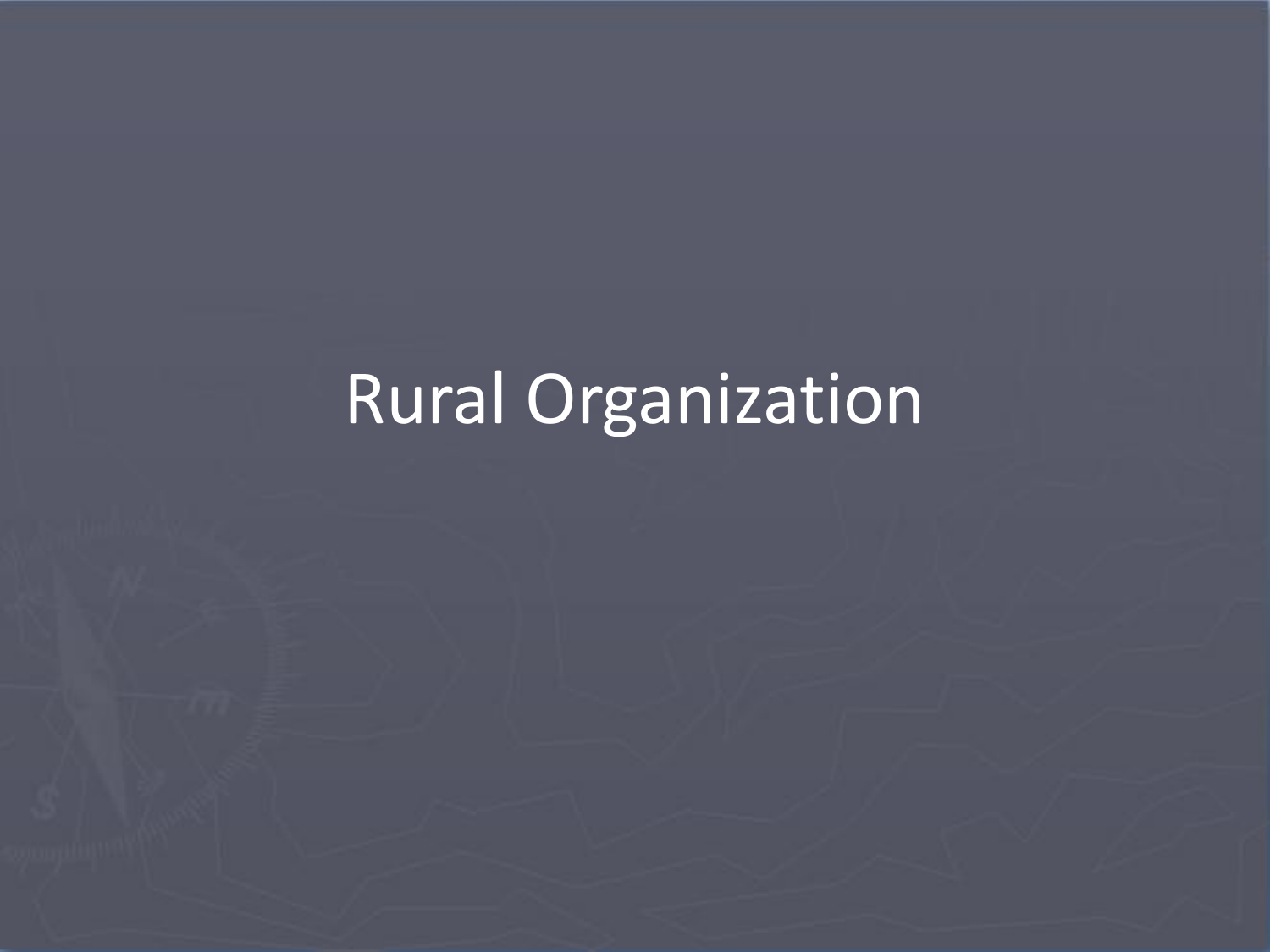# Rural Organization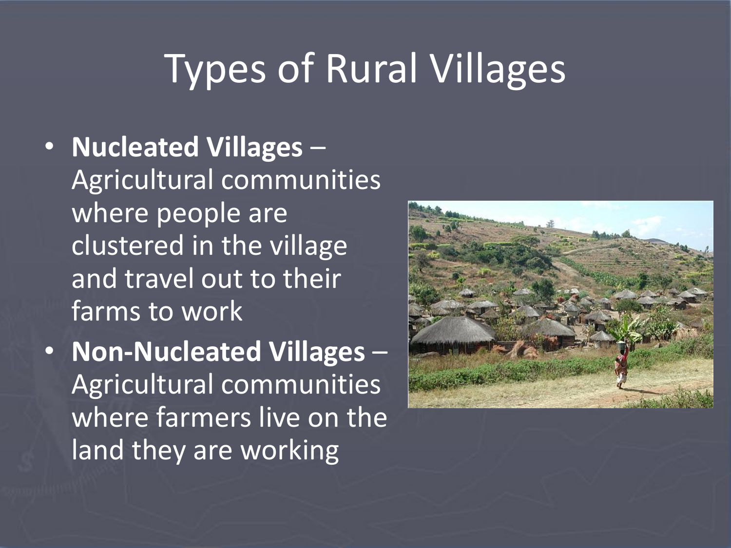# Types of Rural Villages

- **Nucleated Villages** – Agricultural communities where people are clustered in the village and travel out to their farms to work
- **Non-Nucleated Villages** – Agricultural communities where farmers live on the land they are working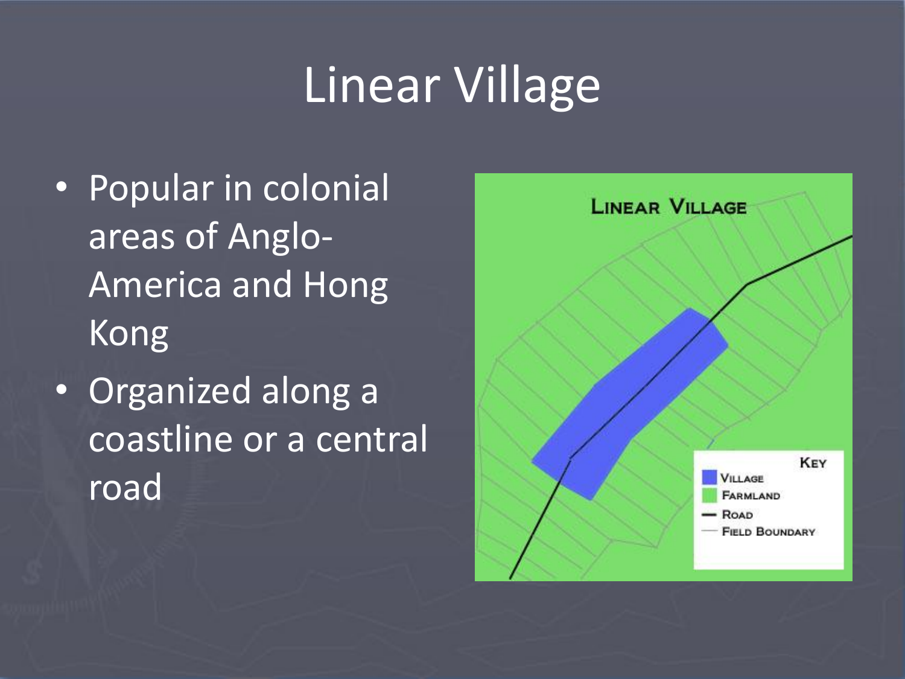# Linear Village

- Popular in colonial areas of Anglo-America and Hong Kong
- Organized along a coastline or a central road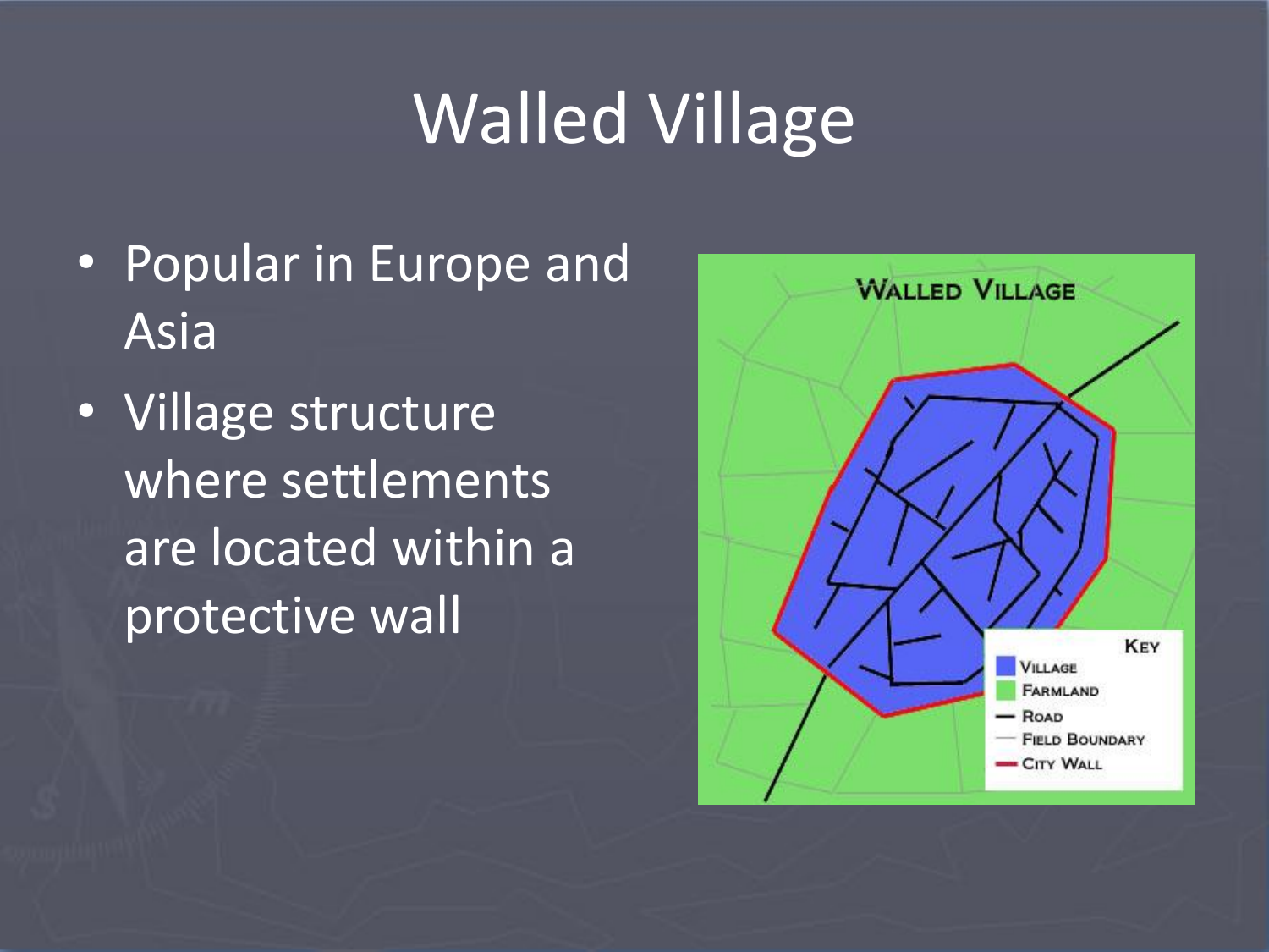# Walled Village

- Popular in Europe and Asia
- Village structure where settlements are located within a protective wall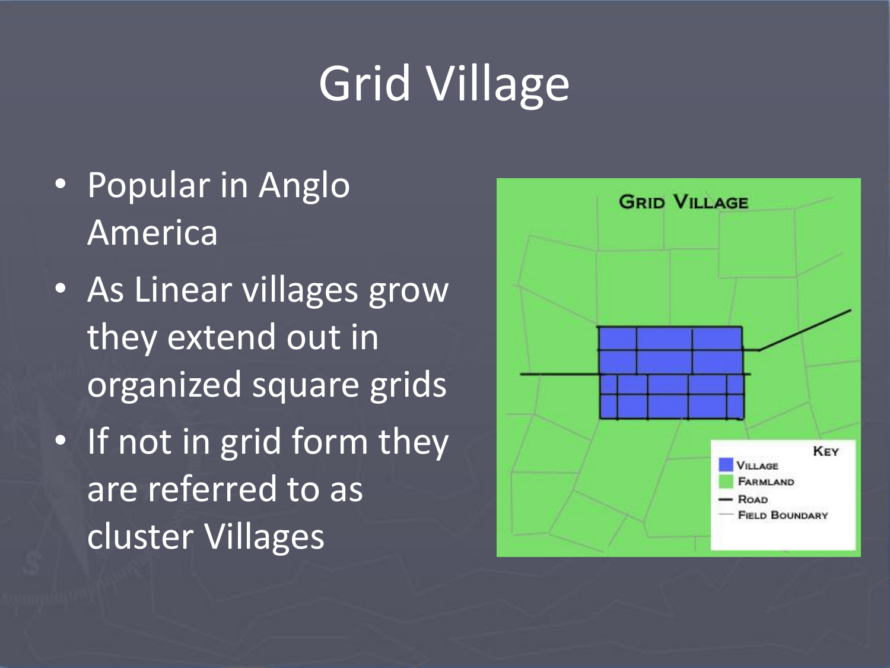# Grid Village

- Popular in Anglo America
- As Linear villages grow they extend out in organized square grids
- If not in grid form they are referred to as cluster Villages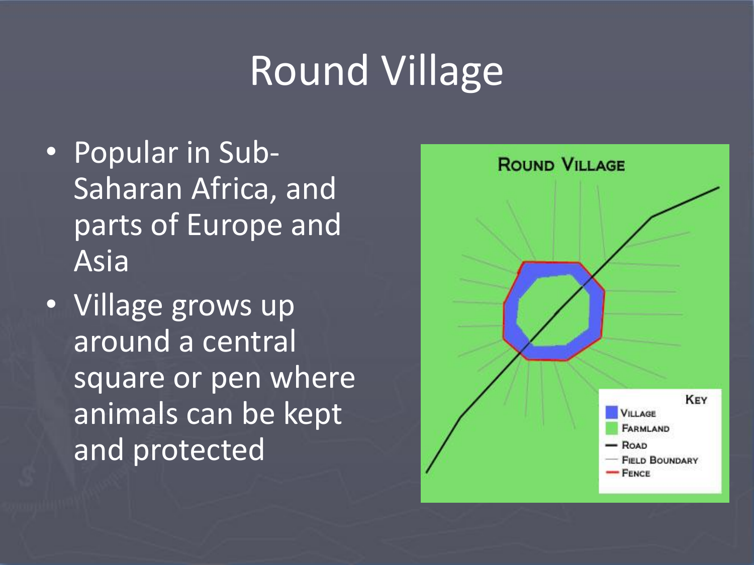# Round Village

- Popular in Sub-Saharan Africa, and parts of Europe and Asia
- Village grows up around a central square or pen where animals can be kept and protected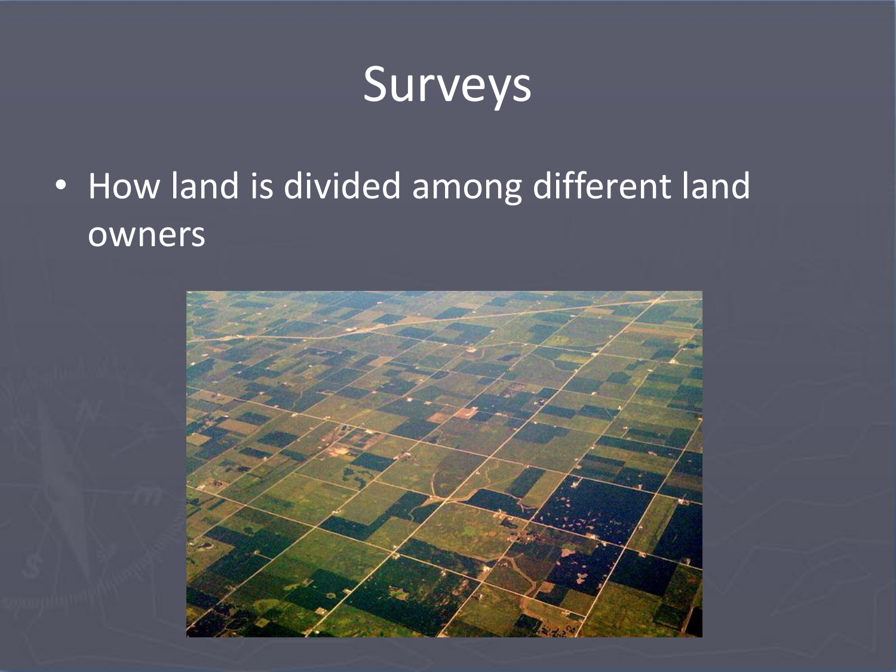# Surveys

- How land is divided among different land owners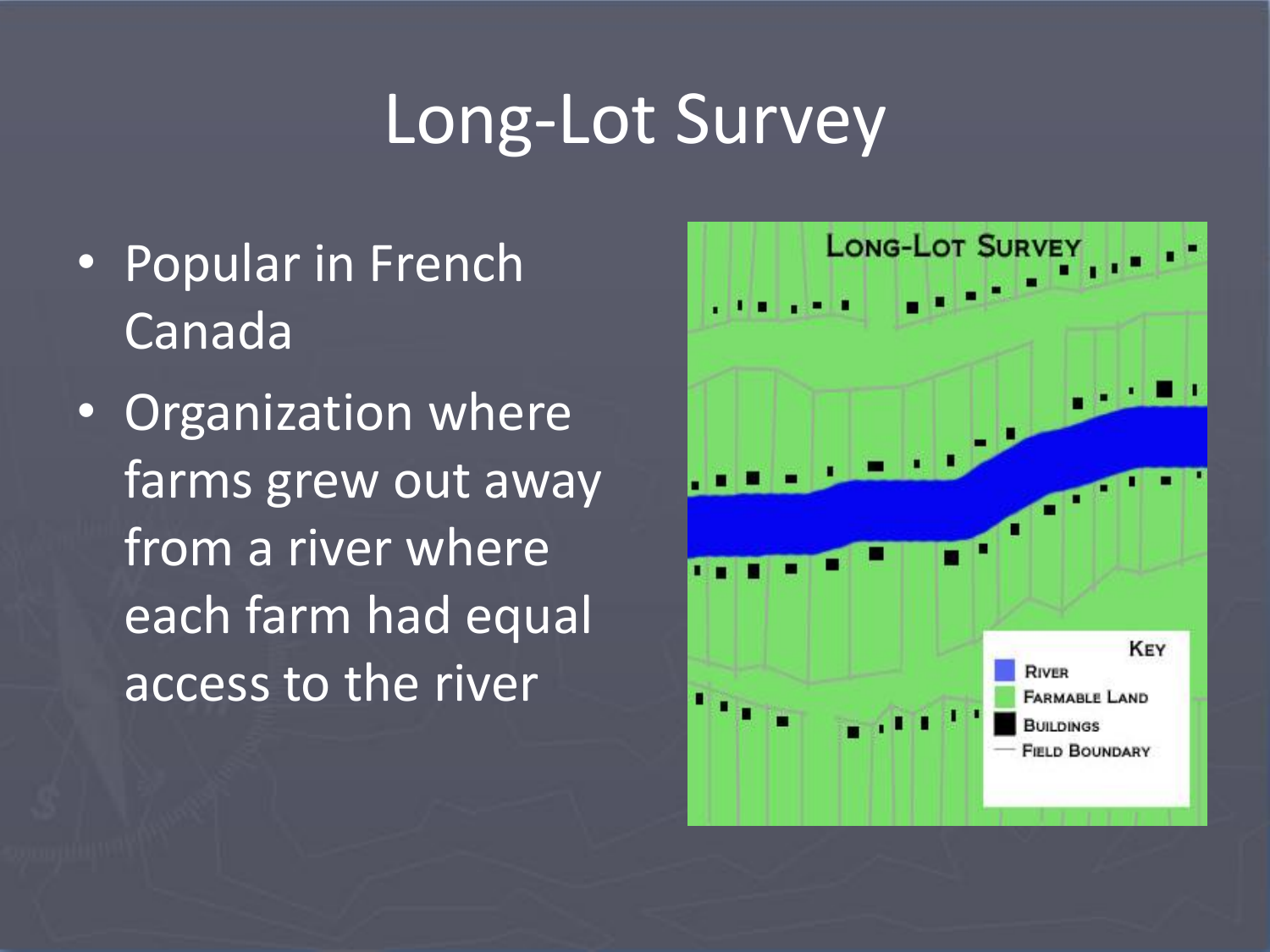# Long-Lot Survey

- Popular in French Canada
- Organization where farms grew out away from a river where each farm had equal access to the river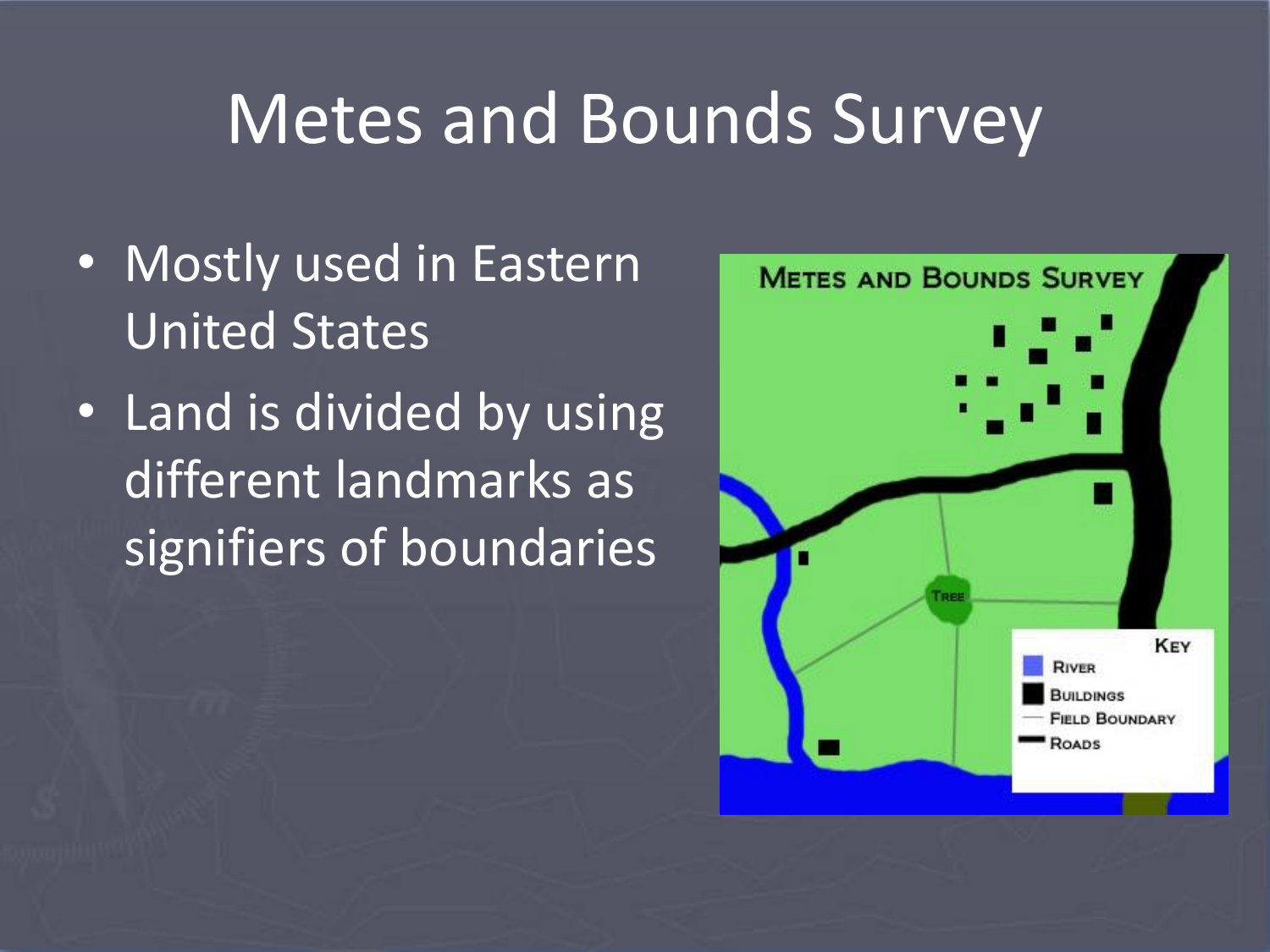# Metes and Bounds Survey

- Mostly used in Eastern United States
- Land is divided by using different landmarks as signifiers of boundaries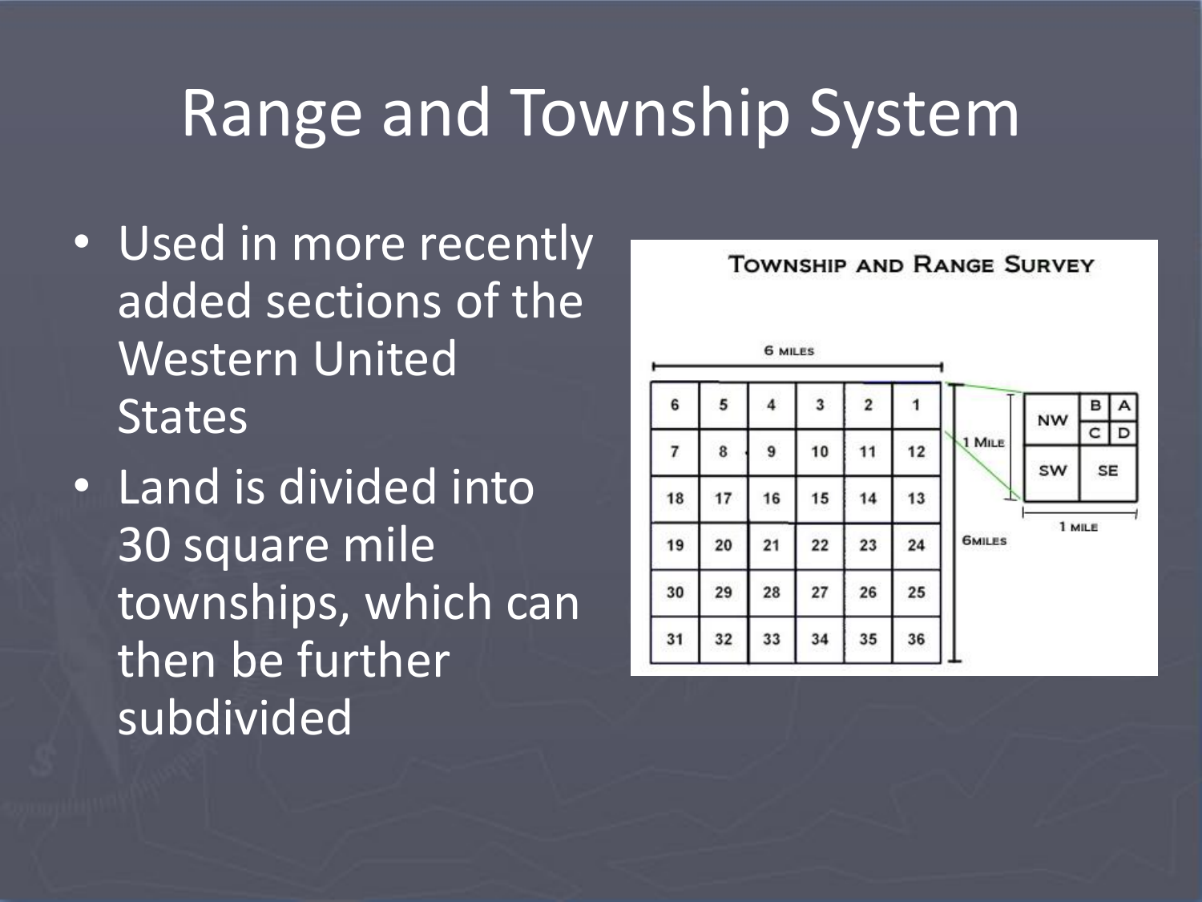# Range and Township System

- Used in more recently added sections of the Western United States
- Land is divided into 30 square mile townships, which can then be further subdivided

**Township and Range Survey**

6 miles

| 6 | 5 | 4 | 3 | 2 | 1 |
|---|---|---|---|---|---|
| 7 | 8 | 9 | 10 | 11 | 12 |
| 18 | 17 | 16 | 15 | 14 | 13 |
| 19 | 20 | 21 | 22 | 23 | 24 |
| 30 | 29 | 28 | 27 | 26 | 25 |
| 31 | 32 | 33 | 34 | 35 | 36 |

6 miles

1 mile

| NW | B A / C D |
|---|---|
| SW | SE |

1 mile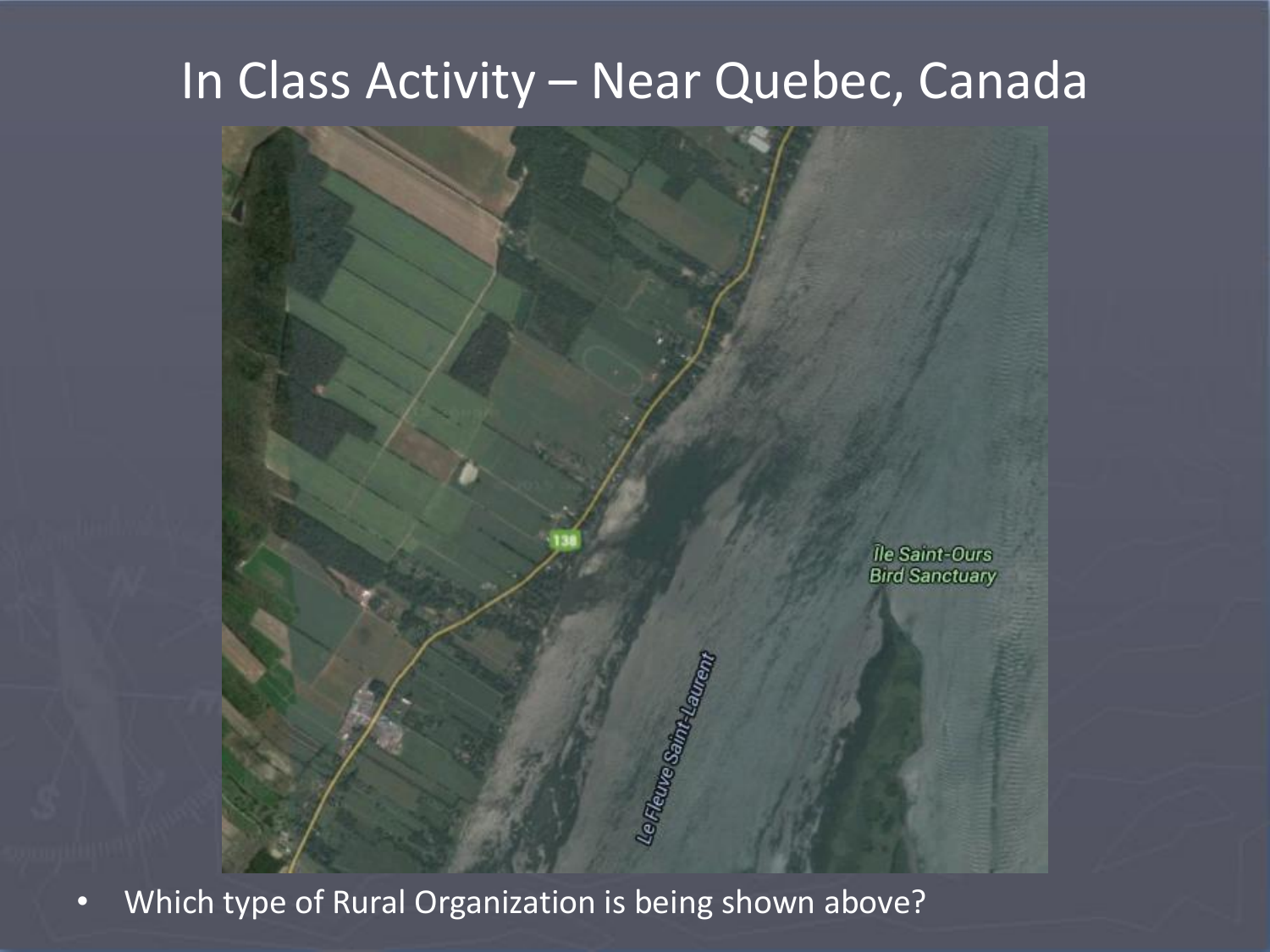# In Class Activity – Near Quebec, Canada

- Which type of Rural Organization is being shown above?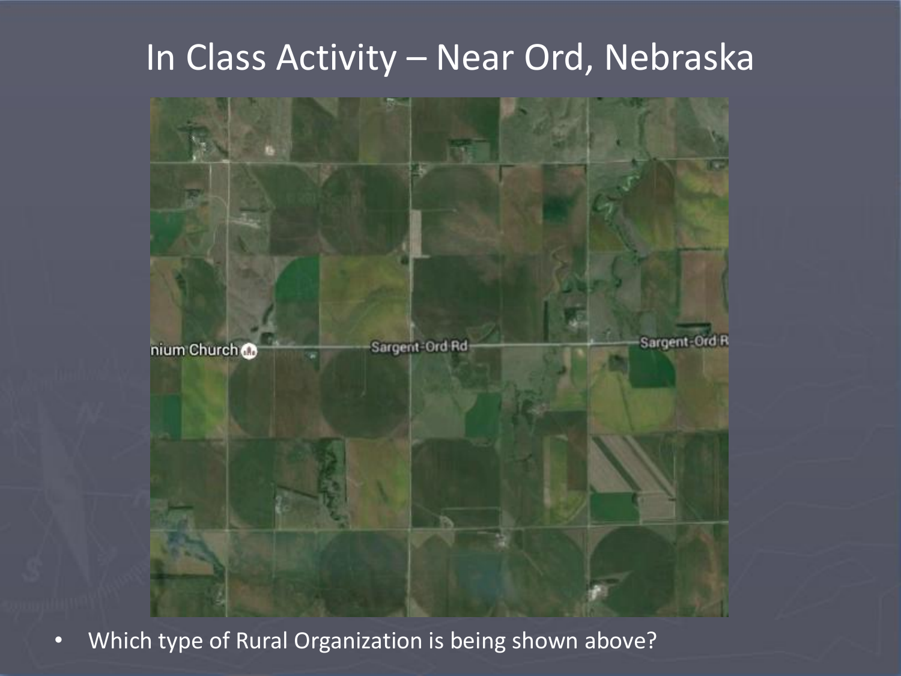# In Class Activity – Near Ord, Nebraska

- Which type of Rural Organization is being shown above?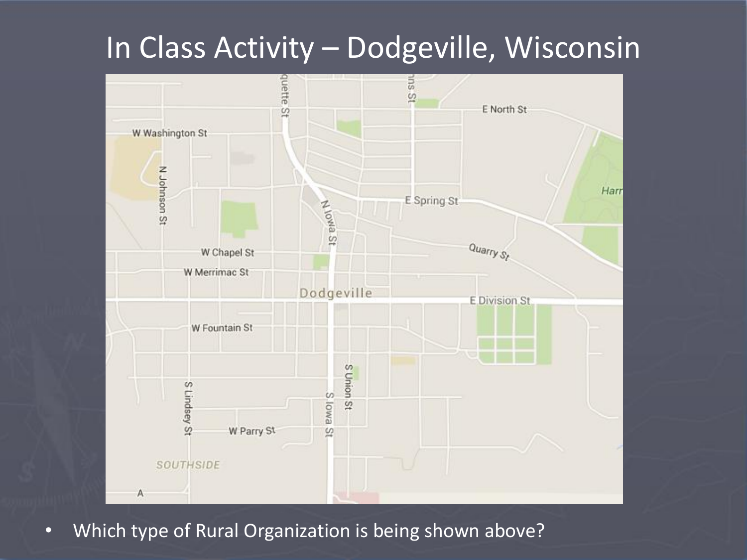# In Class Activity – Dodgeville, Wisconsin

- Which type of Rural Organization is being shown above?